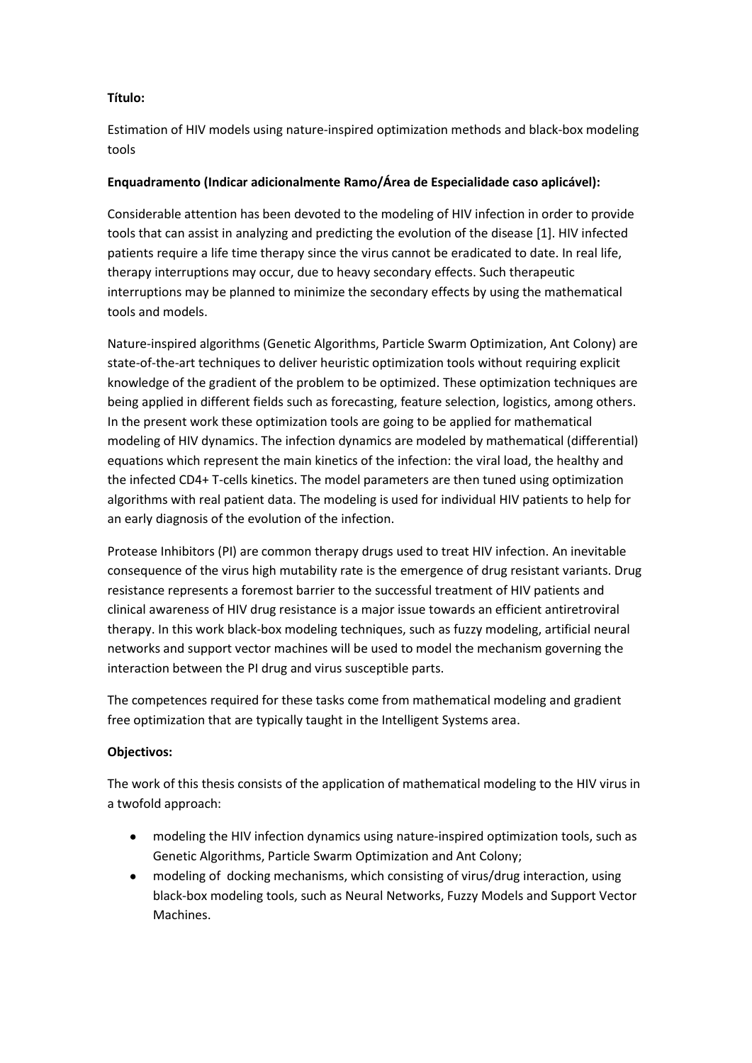**Título:**

Estimation of HIV models using nature-inspired optimization methods and black-box modeling tools

**Enquadramento (Indicar adicionalmente Ramo/Área de Especialidade caso aplicável):**

Considerable attention has been devoted to the modeling of HIV infection in order to provide tools that can assist in analyzing and predicting the evolution of the disease [1]. HIV infected patients require a life time therapy since the virus cannot be eradicated to date. In real life, therapy interruptions may occur, due to heavy secondary effects. Such therapeutic interruptions may be planned to minimize the secondary effects by using the mathematical tools and models.

Nature-inspired algorithms (Genetic Algorithms, Particle Swarm Optimization, Ant Colony) are state-of-the-art techniques to deliver heuristic optimization tools without requiring explicit knowledge of the gradient of the problem to be optimized. These optimization techniques are being applied in different fields such as forecasting, feature selection, logistics, among others. In the present work these optimization tools are going to be applied for mathematical modeling of HIV dynamics. The infection dynamics are modeled by mathematical (differential) equations which represent the main kinetics of the infection: the viral load, the healthy and the infected CD4+ T-cells kinetics. The model parameters are then tuned using optimization algorithms with real patient data. The modeling is used for individual HIV patients to help for an early diagnosis of the evolution of the infection.

Protease Inhibitors (PI) are common therapy drugs used to treat HIV infection. An inevitable consequence of the virus high mutability rate is the emergence of drug resistant variants. Drug resistance represents a foremost barrier to the successful treatment of HIV patients and clinical awareness of HIV drug resistance is a major issue towards an efficient antiretroviral therapy. In this work black-box modeling techniques, such as fuzzy modeling, artificial neural networks and support vector machines will be used to model the mechanism governing the interaction between the PI drug and virus susceptible parts.

The competences required for these tasks come from mathematical modeling and gradient free optimization that are typically taught in the Intelligent Systems area.

**Objectivos:**

The work of this thesis consists of the application of mathematical modeling to the HIV virus in a twofold approach:

- modeling the HIV infection dynamics using nature-inspired optimization tools, such as Genetic Algorithms, Particle Swarm Optimization and Ant Colony;
- modeling of docking mechanisms, which consisting of virus/drug interaction, using black-box modeling tools, such as Neural Networks, Fuzzy Models and Support Vector Machines.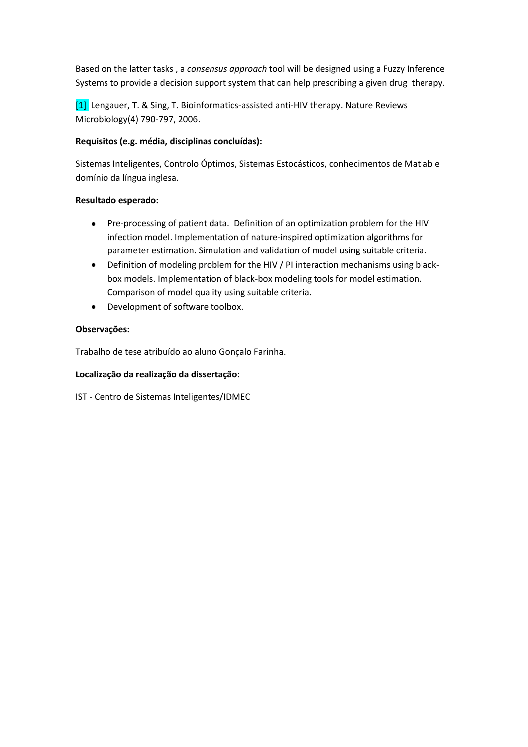Based on the latter tasks , a *consensus approach* tool will be designed using a Fuzzy Inference Systems to provide a decision support system that can help prescribing a given drug therapy.

[1] Lengauer, T. & Sing, T. Bioinformatics-assisted anti-HIV therapy. Nature Reviews Microbiology(4) 790-797, 2006.

**Requisitos (e.g. média, disciplinas concluídas):**

Sistemas Inteligentes, Controlo Óptimos, Sistemas Estocásticos, conhecimentos de Matlab e domínio da língua inglesa.

**Resultado esperado:**

- Pre-processing of patient data. Definition of an optimization problem for the HIV infection model. Implementation of nature-inspired optimization algorithms for parameter estimation. Simulation and validation of model using suitable criteria.
- Definition of modeling problem for the HIV / PI interaction mechanisms using black-box models. Implementation of black-box modeling tools for model estimation. Comparison of model quality using suitable criteria.
- Development of software toolbox.

**Observações:**

Trabalho de tese atribuído ao aluno Gonçalo Farinha.

**Localização da realização da dissertação:**

IST - Centro de Sistemas Inteligentes/IDMEC